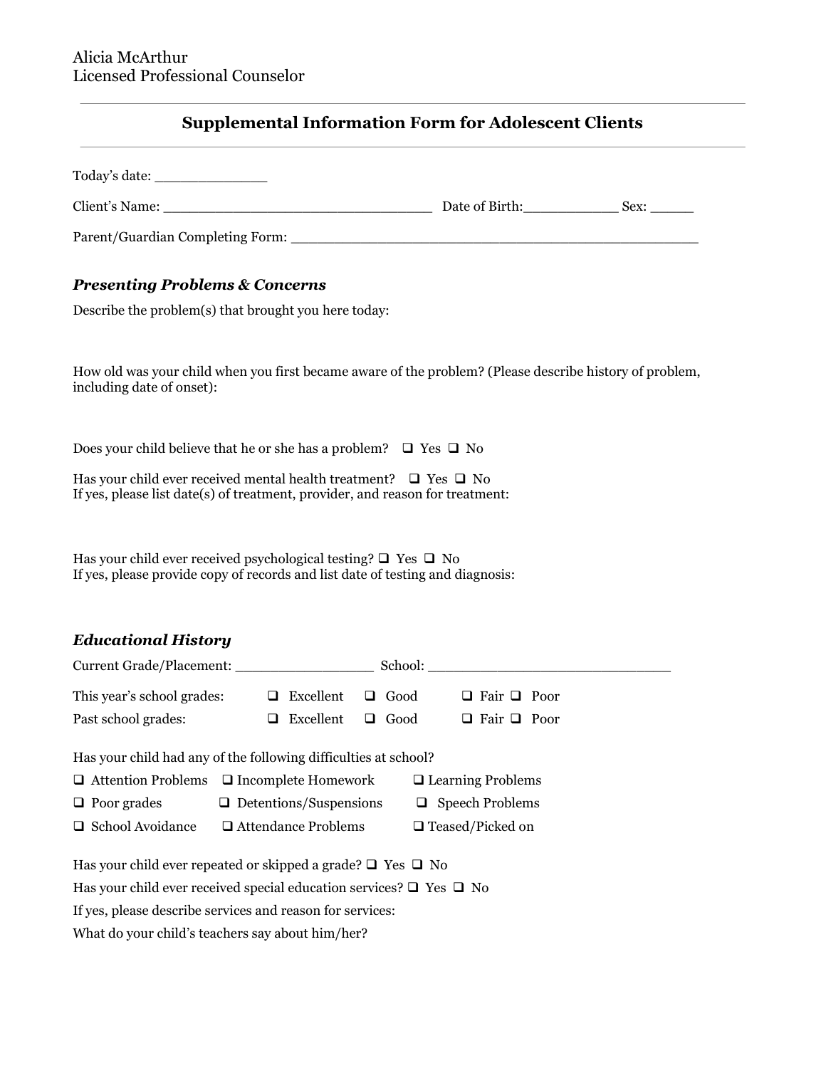Alicia McArthur
Licensed Professional Counselor

## Supplemental Information Form for Adolescent Clients

Today's date: ______________

Client's Name: _________________________________ Date of Birth:___________ Sex: _____

Parent/Guardian Completing Form: _______________________________________________

### *Presenting Problems & Concerns*

Describe the problem(s) that brought you here today:

How old was your child when you first became aware of the problem? (Please describe history of problem, including date of onset):

Does your child believe that he or she has a problem? ❑ Yes ❑ No

Has your child ever received mental health treatment? ❑ Yes ❑ No
If yes, please list date(s) of treatment, provider, and reason for treatment:

Has your child ever received psychological testing? ❑ Yes ❑ No
If yes, please provide copy of records and list date of testing and diagnosis:

### *Educational History*

Current Grade/Placement: _________________ School: ______________________________

This year's school grades: ❑ Excellent ❑ Good ❑ Fair ❑ Poor

Past school grades: ❑ Excellent ❑ Good ❑ Fair ❑ Poor

Has your child had any of the following difficulties at school?

❑ Attention Problems ❑ Incomplete Homework ❑ Learning Problems

❑ Poor grades ❑ Detentions/Suspensions ❑ Speech Problems

❑ School Avoidance ❑ Attendance Problems ❑ Teased/Picked on

Has your child ever repeated or skipped a grade? ❑ Yes ❑ No

Has your child ever received special education services? ❑ Yes ❑ No

If yes, please describe services and reason for services:

What do your child's teachers say about him/her?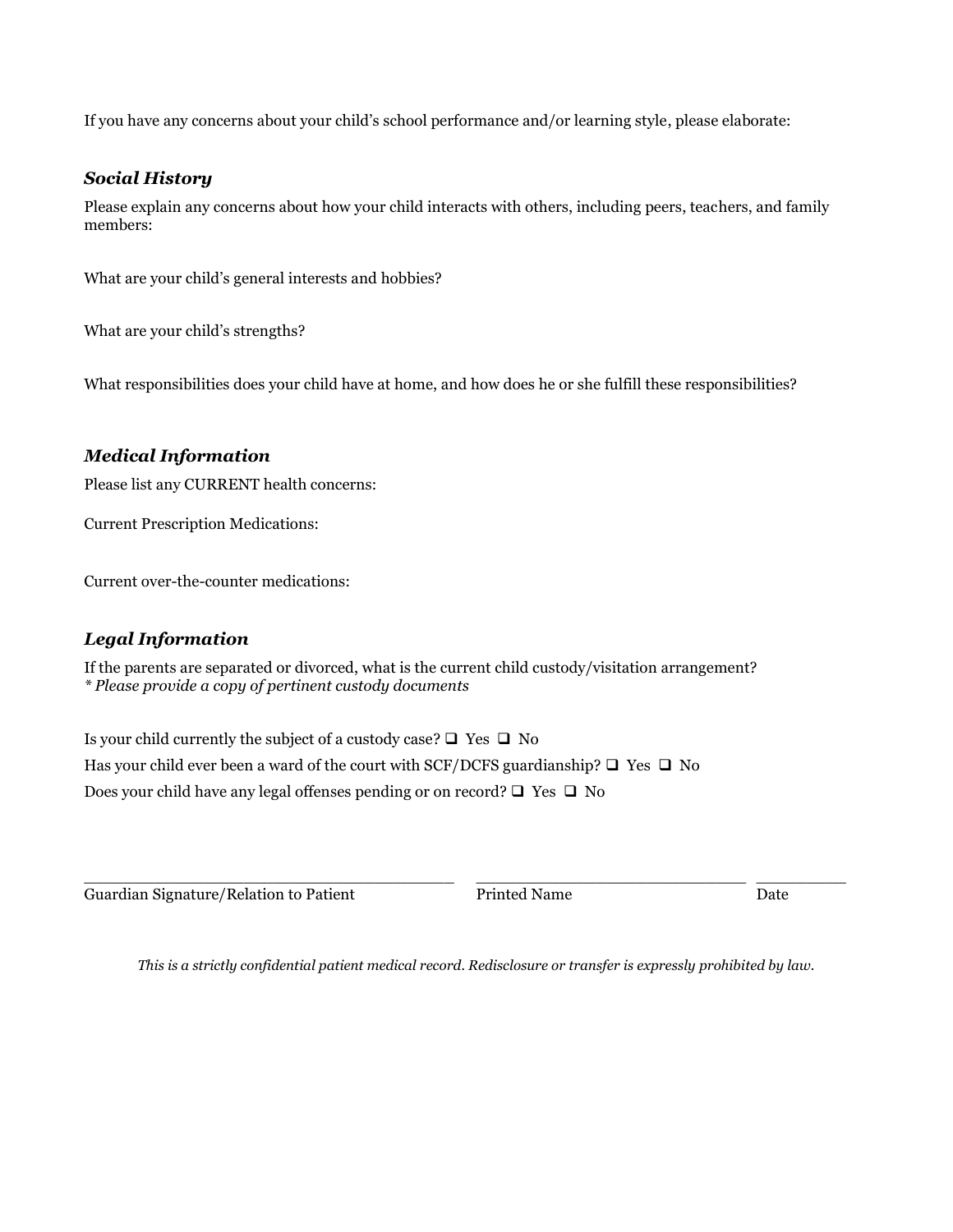If you have any concerns about your child's school performance and/or learning style, please elaborate:

### *Social History*

Please explain any concerns about how your child interacts with others, including peers, teachers, and family members:

What are your child's general interests and hobbies?

What are your child's strengths?

What responsibilities does your child have at home, and how does he or she fulfill these responsibilities?

### *Medical Information*

Please list any CURRENT health concerns:

Current Prescription Medications:

Current over-the-counter medications:

### *Legal Information*

If the parents are separated or divorced, what is the current child custody/visitation arrangement?
*\* Please provide a copy of pertinent custody documents*

Is your child currently the subject of a custody case? ❑ Yes ❑ No

Has your child ever been a ward of the court with SCF/DCFS guardianship? ❑ Yes ❑ No

Does your child have any legal offenses pending or on record? ❑ Yes ❑ No

______________________________________ ___________________________ _________
Guardian Signature/Relation to Patient Printed Name Date

*This is a strictly confidential patient medical record. Redisclosure or transfer is expressly prohibited by law.*